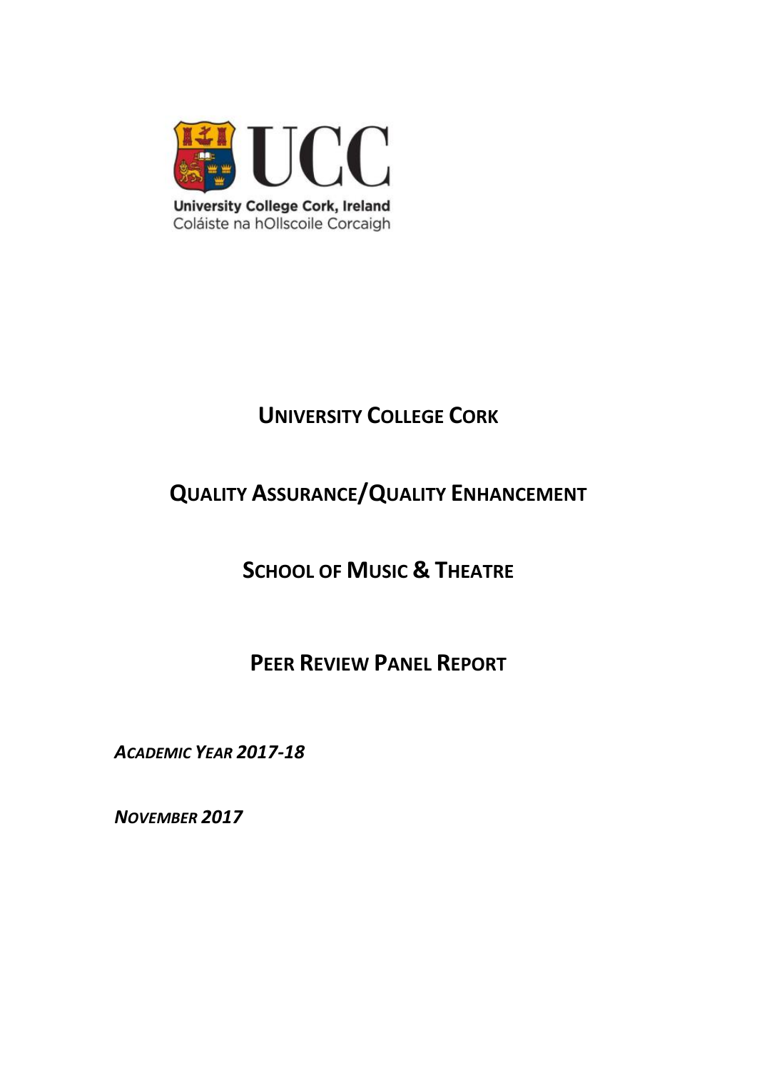University College Cork, Ireland
Coláiste na hOllscoile Corcaigh

# University College Cork

# Quality Assurance/Quality Enhancement

# School of Music & Theatre

# Peer Review Panel Report

***Academic Year 2017-18***

***November 2017***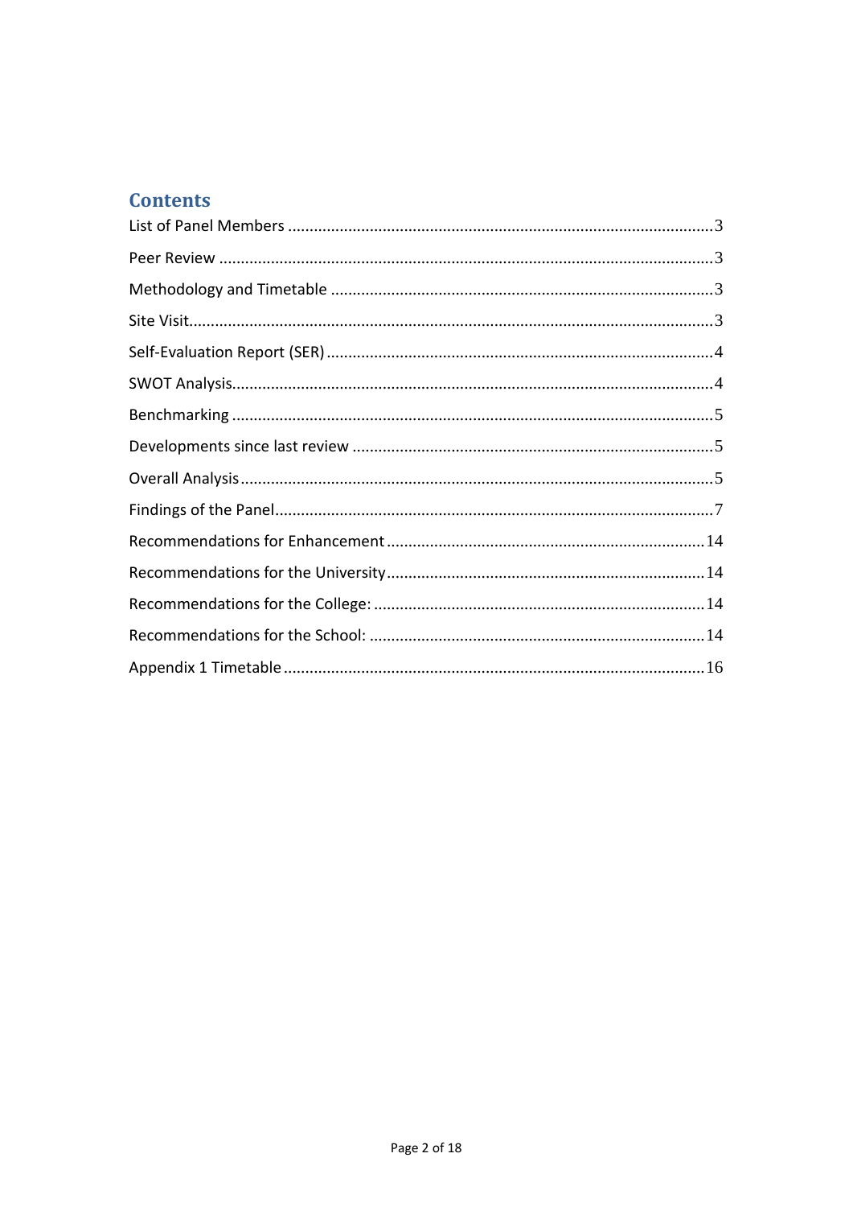## Contents

List of Panel Members ..................................................................................................3

Peer Review ..................................................................................................................3

Methodology and Timetable ........................................................................................3

Site Visit........................................................................................................................3

Self-Evaluation Report (SER) ........................................................................................4

SWOT Analysis..............................................................................................................4

Benchmarking ..............................................................................................................5

Developments since last review ...................................................................................5

Overall Analysis.............................................................................................................5

Findings of the Panel.....................................................................................................7

Recommendations for Enhancement .........................................................................14

Recommendations for the University.........................................................................14

Recommendations for the College: ............................................................................14

Recommendations for the School: .............................................................................14

Appendix 1 Timetable ................................................................................................16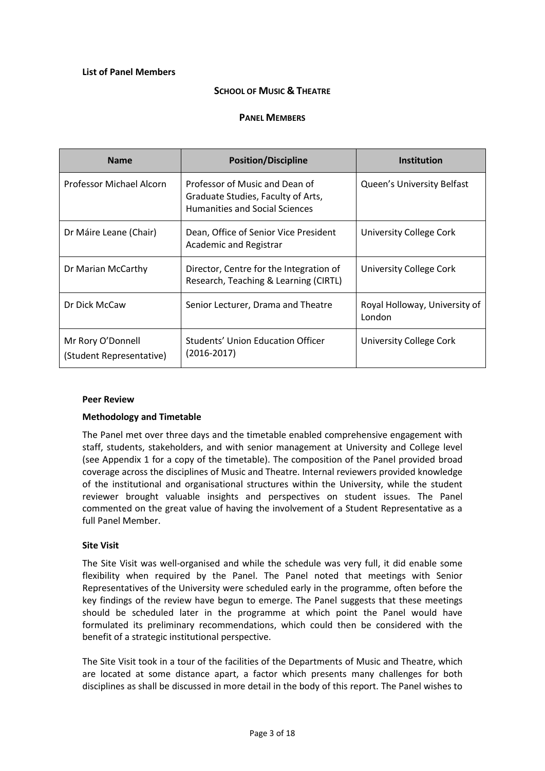**List of Panel Members**

**SCHOOL OF MUSIC & THEATRE**

**PANEL MEMBERS**

| Name | Position/Discipline | Institution |
|---|---|---|
| Professor Michael Alcorn | Professor of Music and Dean of Graduate Studies, Faculty of Arts, Humanities and Social Sciences | Queen's University Belfast |
| Dr Máire Leane (Chair) | Dean, Office of Senior Vice President Academic and Registrar | University College Cork |
| Dr Marian McCarthy | Director, Centre for the Integration of Research, Teaching & Learning (CIRTL) | University College Cork |
| Dr Dick McCaw | Senior Lecturer, Drama and Theatre | Royal Holloway, University of London |
| Mr Rory O'Donnell (Student Representative) | Students' Union Education Officer (2016-2017) | University College Cork |

**Peer Review**

**Methodology and Timetable**

The Panel met over three days and the timetable enabled comprehensive engagement with staff, students, stakeholders, and with senior management at University and College level (see Appendix 1 for a copy of the timetable). The composition of the Panel provided broad coverage across the disciplines of Music and Theatre. Internal reviewers provided knowledge of the institutional and organisational structures within the University, while the student reviewer brought valuable insights and perspectives on student issues. The Panel commented on the great value of having the involvement of a Student Representative as a full Panel Member.

**Site Visit**

The Site Visit was well-organised and while the schedule was very full, it did enable some flexibility when required by the Panel. The Panel noted that meetings with Senior Representatives of the University were scheduled early in the programme, often before the key findings of the review have begun to emerge. The Panel suggests that these meetings should be scheduled later in the programme at which point the Panel would have formulated its preliminary recommendations, which could then be considered with the benefit of a strategic institutional perspective.

The Site Visit took in a tour of the facilities of the Departments of Music and Theatre, which are located at some distance apart, a factor which presents many challenges for both disciplines as shall be discussed in more detail in the body of this report. The Panel wishes to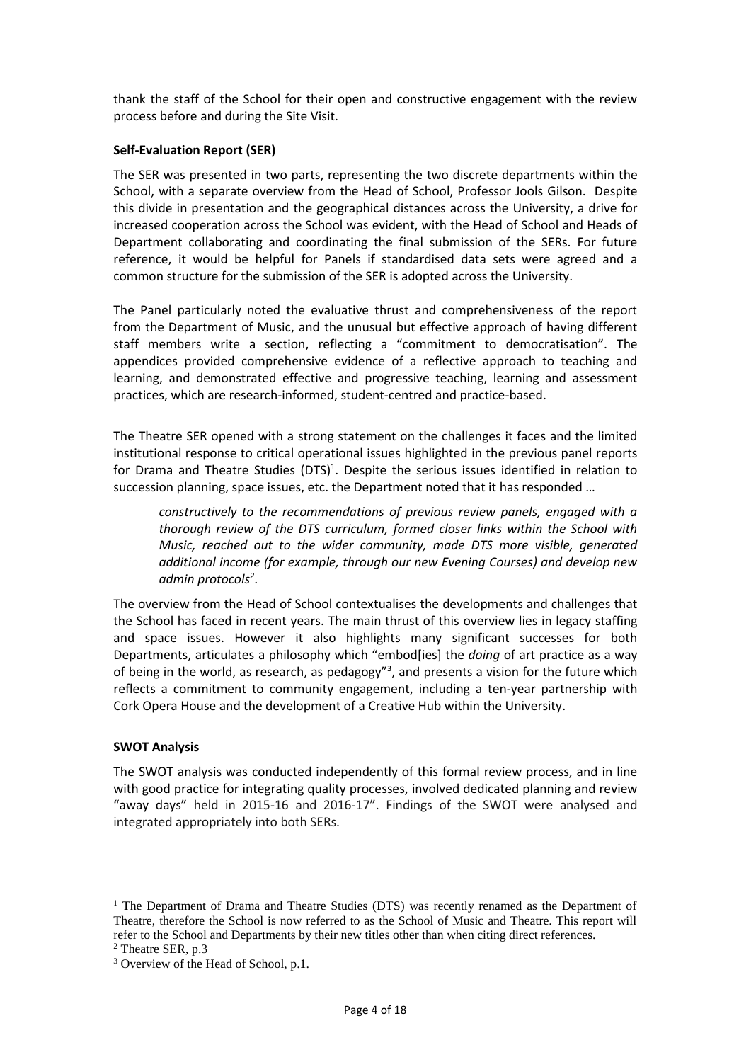thank the staff of the School for their open and constructive engagement with the review process before and during the Site Visit.

**Self-Evaluation Report (SER)**

The SER was presented in two parts, representing the two discrete departments within the School, with a separate overview from the Head of School, Professor Jools Gilson. Despite this divide in presentation and the geographical distances across the University, a drive for increased cooperation across the School was evident, with the Head of School and Heads of Department collaborating and coordinating the final submission of the SERs. For future reference, it would be helpful for Panels if standardised data sets were agreed and a common structure for the submission of the SER is adopted across the University.

The Panel particularly noted the evaluative thrust and comprehensiveness of the report from the Department of Music, and the unusual but effective approach of having different staff members write a section, reflecting a "commitment to democratisation". The appendices provided comprehensive evidence of a reflective approach to teaching and learning, and demonstrated effective and progressive teaching, learning and assessment practices, which are research-informed, student-centred and practice-based.

The Theatre SER opened with a strong statement on the challenges it faces and the limited institutional response to critical operational issues highlighted in the previous panel reports for Drama and Theatre Studies (DTS)[1]. Despite the serious issues identified in relation to succession planning, space issues, etc. the Department noted that it has responded …

> *constructively to the recommendations of previous review panels, engaged with a thorough review of the DTS curriculum, formed closer links within the School with Music, reached out to the wider community, made DTS more visible, generated additional income (for example, through our new Evening Courses) and develop new admin protocols[2].*

The overview from the Head of School contextualises the developments and challenges that the School has faced in recent years. The main thrust of this overview lies in legacy staffing and space issues. However it also highlights many significant successes for both Departments, articulates a philosophy which "embod[ies] the *doing* of art practice as a way of being in the world, as research, as pedagogy"[3], and presents a vision for the future which reflects a commitment to community engagement, including a ten-year partnership with Cork Opera House and the development of a Creative Hub within the University.

**SWOT Analysis**

The SWOT analysis was conducted independently of this formal review process, and in line with good practice for integrating quality processes, involved dedicated planning and review "away days" held in 2015-16 and 2016-17". Findings of the SWOT were analysed and integrated appropriately into both SERs.

---

[1] The Department of Drama and Theatre Studies (DTS) was recently renamed as the Department of Theatre, therefore the School is now referred to as the School of Music and Theatre. This report will refer to the School and Departments by their new titles other than when citing direct references.

[2] Theatre SER, p.3

[3] Overview of the Head of School, p.1.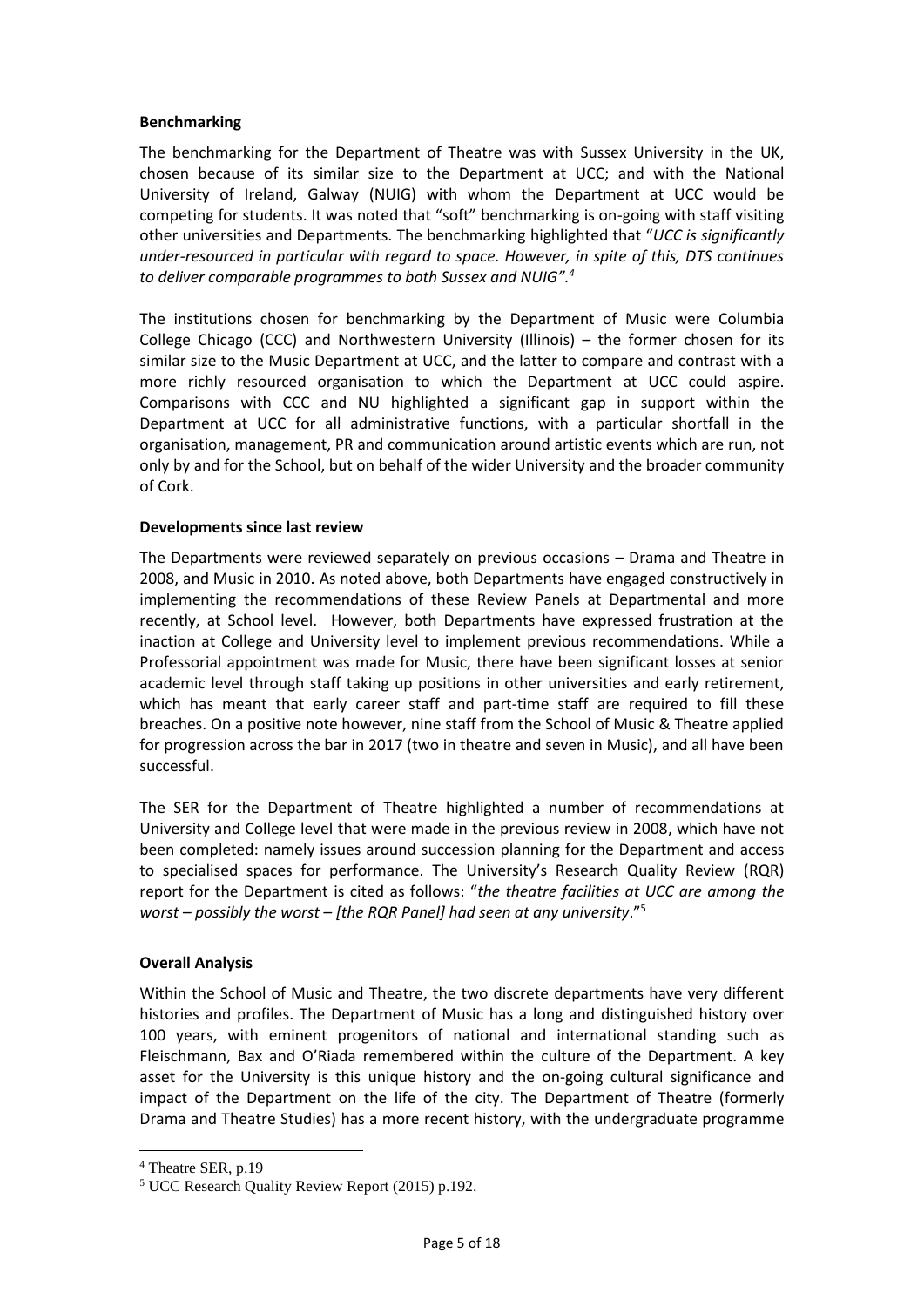**Benchmarking**

The benchmarking for the Department of Theatre was with Sussex University in the UK, chosen because of its similar size to the Department at UCC; and with the National University of Ireland, Galway (NUIG) with whom the Department at UCC would be competing for students. It was noted that "soft" benchmarking is on-going with staff visiting other universities and Departments. The benchmarking highlighted that "*UCC is significantly under-resourced in particular with regard to space. However, in spite of this, DTS continues to deliver comparable programmes to both Sussex and NUIG".*[4]

The institutions chosen for benchmarking by the Department of Music were Columbia College Chicago (CCC) and Northwestern University (Illinois) – the former chosen for its similar size to the Music Department at UCC, and the latter to compare and contrast with a more richly resourced organisation to which the Department at UCC could aspire. Comparisons with CCC and NU highlighted a significant gap in support within the Department at UCC for all administrative functions, with a particular shortfall in the organisation, management, PR and communication around artistic events which are run, not only by and for the School, but on behalf of the wider University and the broader community of Cork.

**Developments since last review**

The Departments were reviewed separately on previous occasions – Drama and Theatre in 2008, and Music in 2010. As noted above, both Departments have engaged constructively in implementing the recommendations of these Review Panels at Departmental and more recently, at School level. However, both Departments have expressed frustration at the inaction at College and University level to implement previous recommendations. While a Professorial appointment was made for Music, there have been significant losses at senior academic level through staff taking up positions in other universities and early retirement, which has meant that early career staff and part-time staff are required to fill these breaches. On a positive note however, nine staff from the School of Music & Theatre applied for progression across the bar in 2017 (two in theatre and seven in Music), and all have been successful.

The SER for the Department of Theatre highlighted a number of recommendations at University and College level that were made in the previous review in 2008, which have not been completed: namely issues around succession planning for the Department and access to specialised spaces for performance. The University's Research Quality Review (RQR) report for the Department is cited as follows: "*the theatre facilities at UCC are among the worst – possibly the worst – [the RQR Panel] had seen at any university*."[5]

**Overall Analysis**

Within the School of Music and Theatre, the two discrete departments have very different histories and profiles. The Department of Music has a long and distinguished history over 100 years, with eminent progenitors of national and international standing such as Fleischmann, Bax and O'Riada remembered within the culture of the Department. A key asset for the University is this unique history and the on-going cultural significance and impact of the Department on the life of the city. The Department of Theatre (formerly Drama and Theatre Studies) has a more recent history, with the undergraduate programme

---

[4] Theatre SER, p.19

[5] UCC Research Quality Review Report (2015) p.192.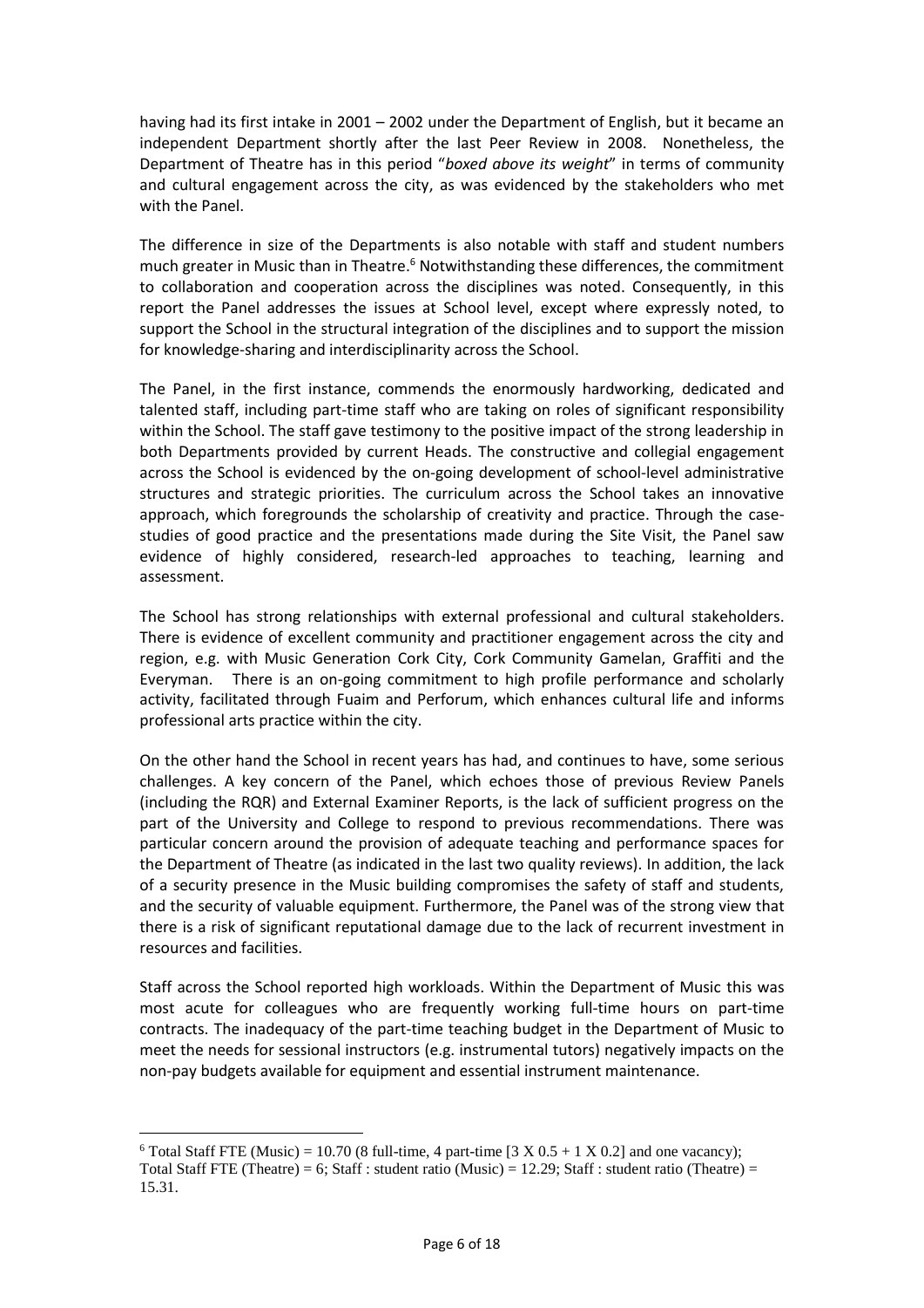having had its first intake in 2001 – 2002 under the Department of English, but it became an independent Department shortly after the last Peer Review in 2008. Nonetheless, the Department of Theatre has in this period "*boxed above its weight*" in terms of community and cultural engagement across the city, as was evidenced by the stakeholders who met with the Panel.

The difference in size of the Departments is also notable with staff and student numbers much greater in Music than in Theatre.[6] Notwithstanding these differences, the commitment to collaboration and cooperation across the disciplines was noted. Consequently, in this report the Panel addresses the issues at School level, except where expressly noted, to support the School in the structural integration of the disciplines and to support the mission for knowledge-sharing and interdisciplinarity across the School.

The Panel, in the first instance, commends the enormously hardworking, dedicated and talented staff, including part-time staff who are taking on roles of significant responsibility within the School. The staff gave testimony to the positive impact of the strong leadership in both Departments provided by current Heads. The constructive and collegial engagement across the School is evidenced by the on-going development of school-level administrative structures and strategic priorities. The curriculum across the School takes an innovative approach, which foregrounds the scholarship of creativity and practice. Through the case-studies of good practice and the presentations made during the Site Visit, the Panel saw evidence of highly considered, research-led approaches to teaching, learning and assessment.

The School has strong relationships with external professional and cultural stakeholders. There is evidence of excellent community and practitioner engagement across the city and region, e.g. with Music Generation Cork City, Cork Community Gamelan, Graffiti and the Everyman. There is an on-going commitment to high profile performance and scholarly activity, facilitated through Fuaim and Perforum, which enhances cultural life and informs professional arts practice within the city.

On the other hand the School in recent years has had, and continues to have, some serious challenges. A key concern of the Panel, which echoes those of previous Review Panels (including the RQR) and External Examiner Reports, is the lack of sufficient progress on the part of the University and College to respond to previous recommendations. There was particular concern around the provision of adequate teaching and performance spaces for the Department of Theatre (as indicated in the last two quality reviews). In addition, the lack of a security presence in the Music building compromises the safety of staff and students, and the security of valuable equipment. Furthermore, the Panel was of the strong view that there is a risk of significant reputational damage due to the lack of recurrent investment in resources and facilities.

Staff across the School reported high workloads. Within the Department of Music this was most acute for colleagues who are frequently working full-time hours on part-time contracts. The inadequacy of the part-time teaching budget in the Department of Music to meet the needs for sessional instructors (e.g. instrumental tutors) negatively impacts on the non-pay budgets available for equipment and essential instrument maintenance.

---

[6] Total Staff FTE (Music) = 10.70 (8 full-time, 4 part-time [3 X 0.5 + 1 X 0.2] and one vacancy); Total Staff FTE (Theatre) = 6; Staff : student ratio (Music) = 12.29; Staff : student ratio (Theatre) = 15.31.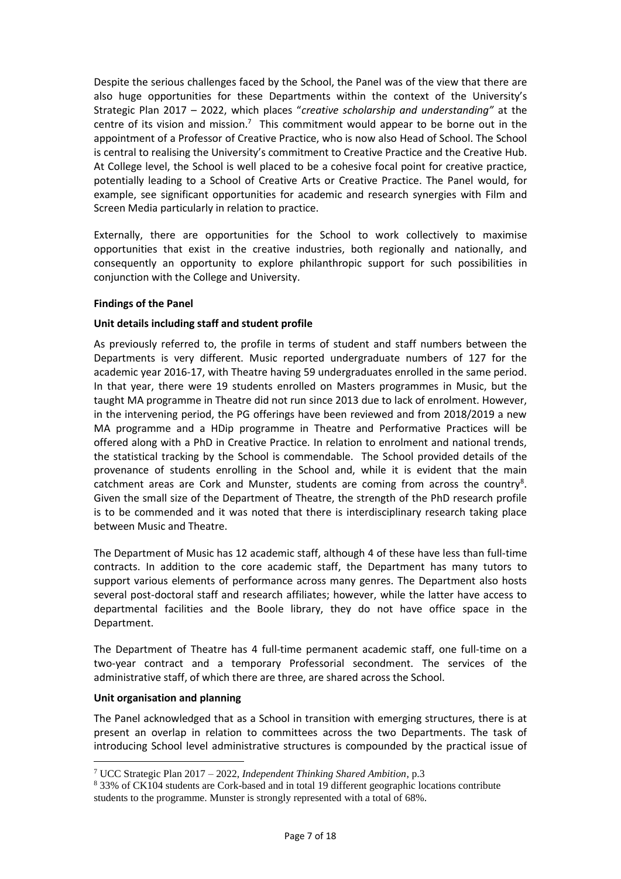Despite the serious challenges faced by the School, the Panel was of the view that there are also huge opportunities for these Departments within the context of the University's Strategic Plan 2017 – 2022, which places "*creative scholarship and understanding"* at the centre of its vision and mission.[7] This commitment would appear to be borne out in the appointment of a Professor of Creative Practice, who is now also Head of School. The School is central to realising the University's commitment to Creative Practice and the Creative Hub. At College level, the School is well placed to be a cohesive focal point for creative practice, potentially leading to a School of Creative Arts or Creative Practice. The Panel would, for example, see significant opportunities for academic and research synergies with Film and Screen Media particularly in relation to practice.

Externally, there are opportunities for the School to work collectively to maximise opportunities that exist in the creative industries, both regionally and nationally, and consequently an opportunity to explore philanthropic support for such possibilities in conjunction with the College and University.

**Findings of the Panel**

**Unit details including staff and student profile**

As previously referred to, the profile in terms of student and staff numbers between the Departments is very different. Music reported undergraduate numbers of 127 for the academic year 2016-17, with Theatre having 59 undergraduates enrolled in the same period. In that year, there were 19 students enrolled on Masters programmes in Music, but the taught MA programme in Theatre did not run since 2013 due to lack of enrolment. However, in the intervening period, the PG offerings have been reviewed and from 2018/2019 a new MA programme and a HDip programme in Theatre and Performative Practices will be offered along with a PhD in Creative Practice. In relation to enrolment and national trends, the statistical tracking by the School is commendable. The School provided details of the provenance of students enrolling in the School and, while it is evident that the main catchment areas are Cork and Munster, students are coming from across the country[8]. Given the small size of the Department of Theatre, the strength of the PhD research profile is to be commended and it was noted that there is interdisciplinary research taking place between Music and Theatre.

The Department of Music has 12 academic staff, although 4 of these have less than full-time contracts. In addition to the core academic staff, the Department has many tutors to support various elements of performance across many genres. The Department also hosts several post-doctoral staff and research affiliates; however, while the latter have access to departmental facilities and the Boole library, they do not have office space in the Department.

The Department of Theatre has 4 full-time permanent academic staff, one full-time on a two-year contract and a temporary Professorial secondment. The services of the administrative staff, of which there are three, are shared across the School.

**Unit organisation and planning**

The Panel acknowledged that as a School in transition with emerging structures, there is at present an overlap in relation to committees across the two Departments. The task of introducing School level administrative structures is compounded by the practical issue of

---

[7] UCC Strategic Plan 2017 – 2022, *Independent Thinking Shared Ambition*, p.3

[8] 33% of CK104 students are Cork-based and in total 19 different geographic locations contribute students to the programme. Munster is strongly represented with a total of 68%.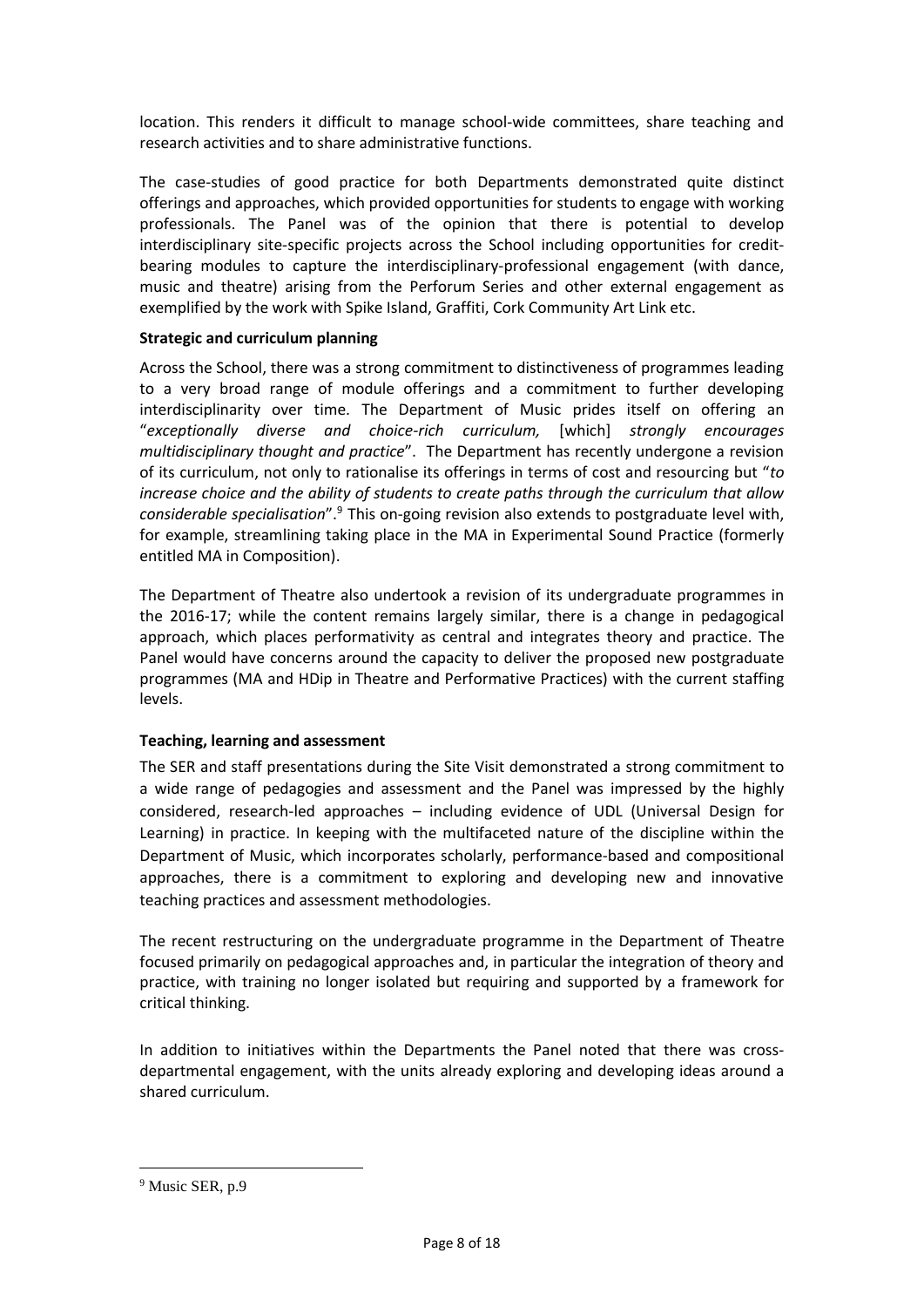location. This renders it difficult to manage school-wide committees, share teaching and research activities and to share administrative functions.

The case-studies of good practice for both Departments demonstrated quite distinct offerings and approaches, which provided opportunities for students to engage with working professionals. The Panel was of the opinion that there is potential to develop interdisciplinary site-specific projects across the School including opportunities for credit-bearing modules to capture the interdisciplinary-professional engagement (with dance, music and theatre) arising from the Perforum Series and other external engagement as exemplified by the work with Spike Island, Graffiti, Cork Community Art Link etc.

**Strategic and curriculum planning**

Across the School, there was a strong commitment to distinctiveness of programmes leading to a very broad range of module offerings and a commitment to further developing interdisciplinarity over time. The Department of Music prides itself on offering an "*exceptionally diverse and choice-rich curriculum,* [which] *strongly encourages multidisciplinary thought and practice*". The Department has recently undergone a revision of its curriculum, not only to rationalise its offerings in terms of cost and resourcing but "*to increase choice and the ability of students to create paths through the curriculum that allow considerable specialisation*".[9] This on-going revision also extends to postgraduate level with, for example, streamlining taking place in the MA in Experimental Sound Practice (formerly entitled MA in Composition).

The Department of Theatre also undertook a revision of its undergraduate programmes in the 2016-17; while the content remains largely similar, there is a change in pedagogical approach, which places performativity as central and integrates theory and practice. The Panel would have concerns around the capacity to deliver the proposed new postgraduate programmes (MA and HDip in Theatre and Performative Practices) with the current staffing levels.

**Teaching, learning and assessment**

The SER and staff presentations during the Site Visit demonstrated a strong commitment to a wide range of pedagogies and assessment and the Panel was impressed by the highly considered, research-led approaches – including evidence of UDL (Universal Design for Learning) in practice. In keeping with the multifaceted nature of the discipline within the Department of Music, which incorporates scholarly, performance-based and compositional approaches, there is a commitment to exploring and developing new and innovative teaching practices and assessment methodologies.

The recent restructuring on the undergraduate programme in the Department of Theatre focused primarily on pedagogical approaches and, in particular the integration of theory and practice, with training no longer isolated but requiring and supported by a framework for critical thinking.

In addition to initiatives within the Departments the Panel noted that there was cross-departmental engagement, with the units already exploring and developing ideas around a shared curriculum.

---

[9] Music SER, p.9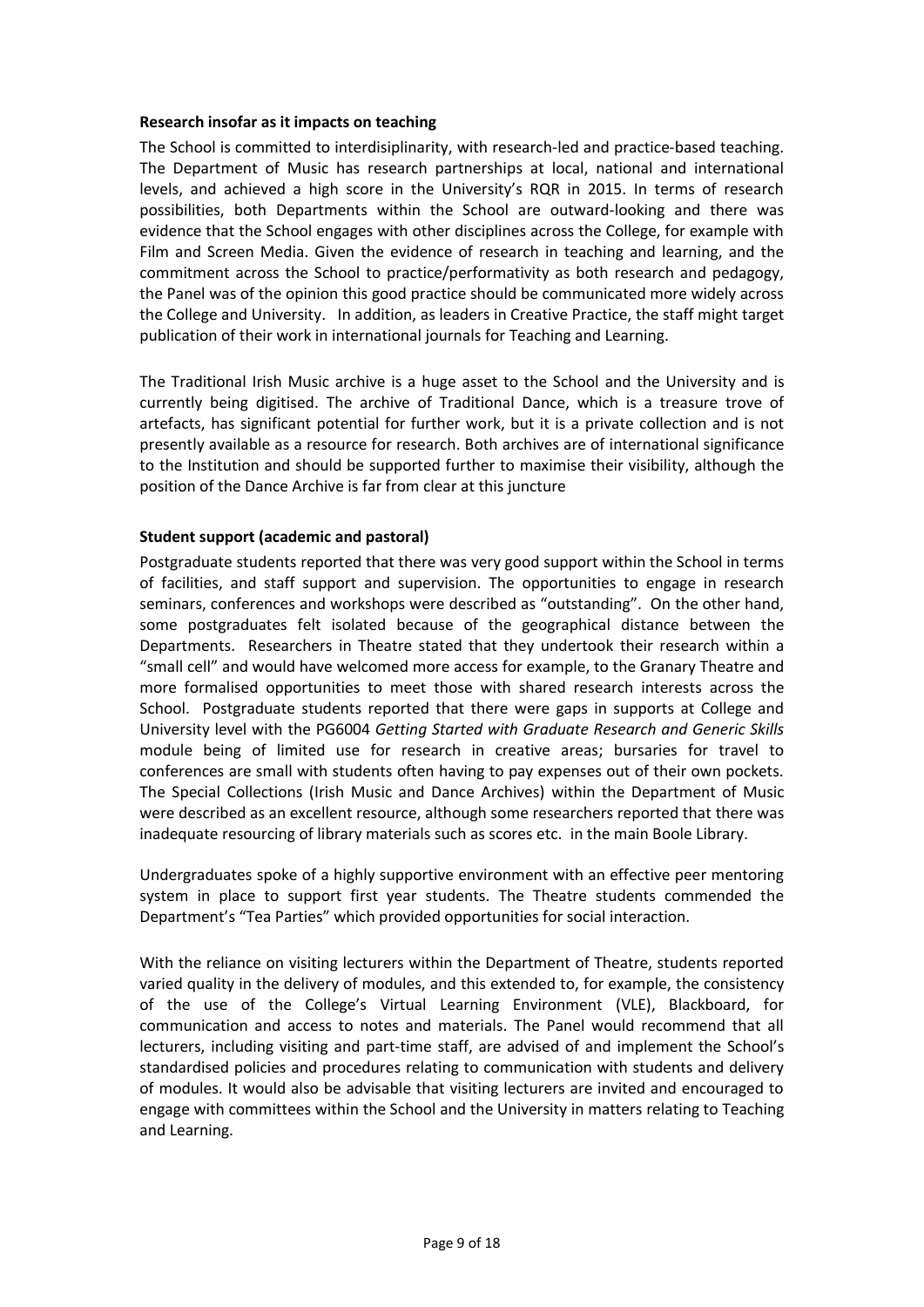**Research insofar as it impacts on teaching**

The School is committed to interdisiplinarity, with research-led and practice-based teaching. The Department of Music has research partnerships at local, national and international levels, and achieved a high score in the University's RQR in 2015. In terms of research possibilities, both Departments within the School are outward-looking and there was evidence that the School engages with other disciplines across the College, for example with Film and Screen Media. Given the evidence of research in teaching and learning, and the commitment across the School to practice/performativity as both research and pedagogy, the Panel was of the opinion this good practice should be communicated more widely across the College and University. In addition, as leaders in Creative Practice, the staff might target publication of their work in international journals for Teaching and Learning.

The Traditional Irish Music archive is a huge asset to the School and the University and is currently being digitised. The archive of Traditional Dance, which is a treasure trove of artefacts, has significant potential for further work, but it is a private collection and is not presently available as a resource for research. Both archives are of international significance to the Institution and should be supported further to maximise their visibility, although the position of the Dance Archive is far from clear at this juncture

**Student support (academic and pastoral)**

Postgraduate students reported that there was very good support within the School in terms of facilities, and staff support and supervision. The opportunities to engage in research seminars, conferences and workshops were described as "outstanding". On the other hand, some postgraduates felt isolated because of the geographical distance between the Departments. Researchers in Theatre stated that they undertook their research within a "small cell" and would have welcomed more access for example, to the Granary Theatre and more formalised opportunities to meet those with shared research interests across the School. Postgraduate students reported that there were gaps in supports at College and University level with the PG6004 *Getting Started with Graduate Research and Generic Skills* module being of limited use for research in creative areas; bursaries for travel to conferences are small with students often having to pay expenses out of their own pockets. The Special Collections (Irish Music and Dance Archives) within the Department of Music were described as an excellent resource, although some researchers reported that there was inadequate resourcing of library materials such as scores etc. in the main Boole Library.

Undergraduates spoke of a highly supportive environment with an effective peer mentoring system in place to support first year students. The Theatre students commended the Department's "Tea Parties" which provided opportunities for social interaction.

With the reliance on visiting lecturers within the Department of Theatre, students reported varied quality in the delivery of modules, and this extended to, for example, the consistency of the use of the College's Virtual Learning Environment (VLE), Blackboard, for communication and access to notes and materials. The Panel would recommend that all lecturers, including visiting and part-time staff, are advised of and implement the School's standardised policies and procedures relating to communication with students and delivery of modules. It would also be advisable that visiting lecturers are invited and encouraged to engage with committees within the School and the University in matters relating to Teaching and Learning.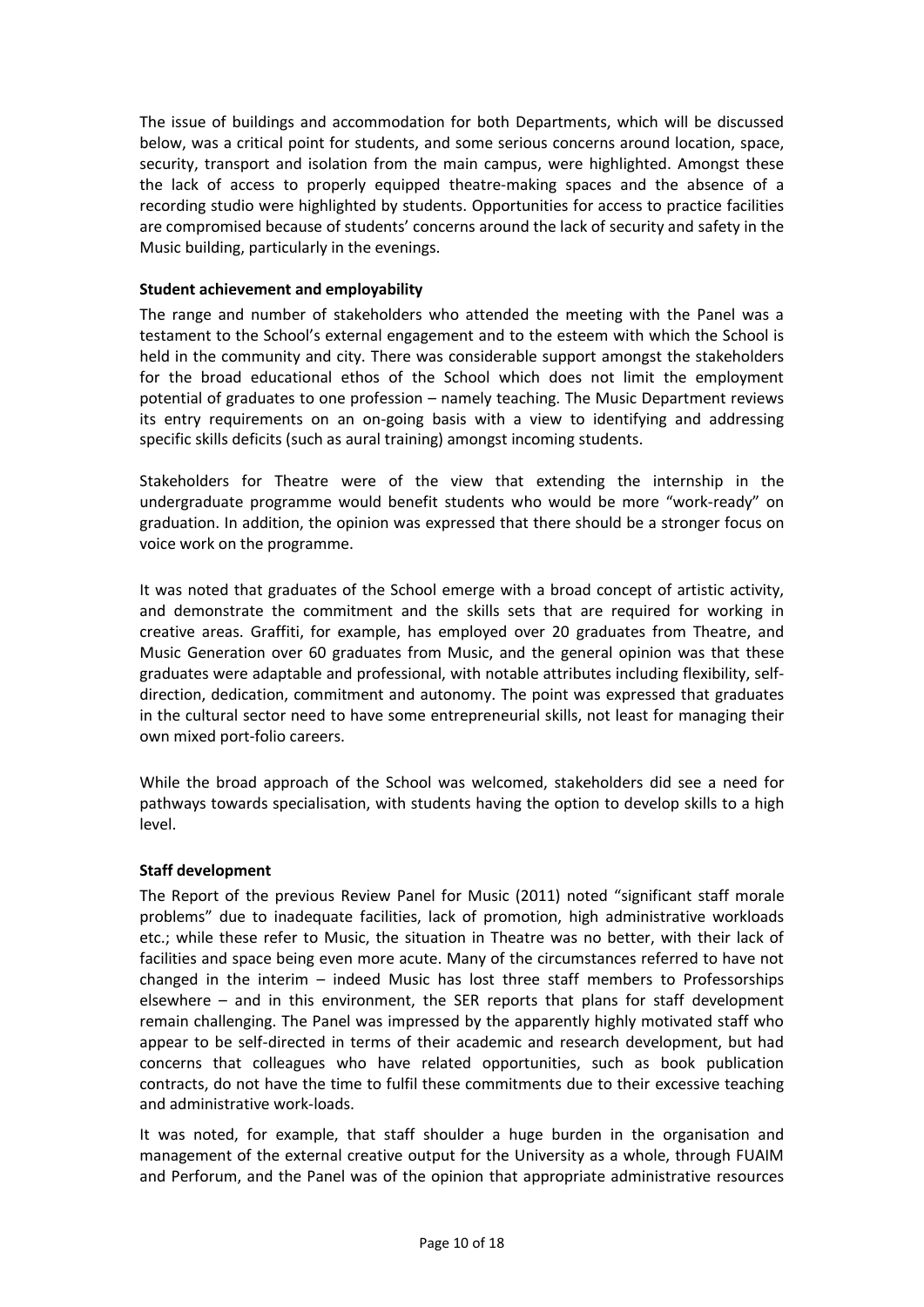The issue of buildings and accommodation for both Departments, which will be discussed below, was a critical point for students, and some serious concerns around location, space, security, transport and isolation from the main campus, were highlighted. Amongst these the lack of access to properly equipped theatre-making spaces and the absence of a recording studio were highlighted by students. Opportunities for access to practice facilities are compromised because of students' concerns around the lack of security and safety in the Music building, particularly in the evenings.

**Student achievement and employability**

The range and number of stakeholders who attended the meeting with the Panel was a testament to the School's external engagement and to the esteem with which the School is held in the community and city. There was considerable support amongst the stakeholders for the broad educational ethos of the School which does not limit the employment potential of graduates to one profession – namely teaching. The Music Department reviews its entry requirements on an on-going basis with a view to identifying and addressing specific skills deficits (such as aural training) amongst incoming students.

Stakeholders for Theatre were of the view that extending the internship in the undergraduate programme would benefit students who would be more "work-ready" on graduation. In addition, the opinion was expressed that there should be a stronger focus on voice work on the programme.

It was noted that graduates of the School emerge with a broad concept of artistic activity, and demonstrate the commitment and the skills sets that are required for working in creative areas. Graffiti, for example, has employed over 20 graduates from Theatre, and Music Generation over 60 graduates from Music, and the general opinion was that these graduates were adaptable and professional, with notable attributes including flexibility, self-direction, dedication, commitment and autonomy. The point was expressed that graduates in the cultural sector need to have some entrepreneurial skills, not least for managing their own mixed port-folio careers.

While the broad approach of the School was welcomed, stakeholders did see a need for pathways towards specialisation, with students having the option to develop skills to a high level.

**Staff development**

The Report of the previous Review Panel for Music (2011) noted "significant staff morale problems" due to inadequate facilities, lack of promotion, high administrative workloads etc.; while these refer to Music, the situation in Theatre was no better, with their lack of facilities and space being even more acute. Many of the circumstances referred to have not changed in the interim – indeed Music has lost three staff members to Professorships elsewhere – and in this environment, the SER reports that plans for staff development remain challenging. The Panel was impressed by the apparently highly motivated staff who appear to be self-directed in terms of their academic and research development, but had concerns that colleagues who have related opportunities, such as book publication contracts, do not have the time to fulfil these commitments due to their excessive teaching and administrative work-loads.

It was noted, for example, that staff shoulder a huge burden in the organisation and management of the external creative output for the University as a whole, through FUAIM and Perforum, and the Panel was of the opinion that appropriate administrative resources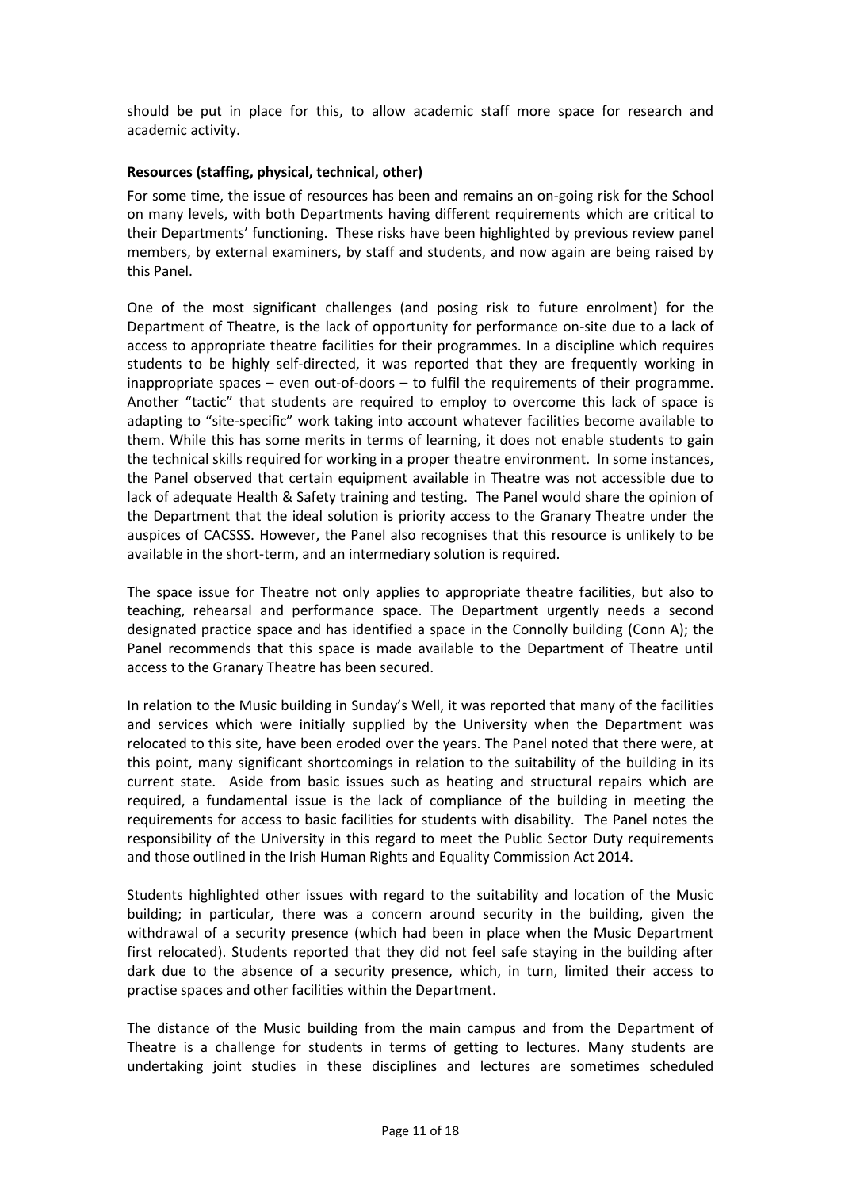should be put in place for this, to allow academic staff more space for research and academic activity.

**Resources (staffing, physical, technical, other)**

For some time, the issue of resources has been and remains an on-going risk for the School on many levels, with both Departments having different requirements which are critical to their Departments' functioning. These risks have been highlighted by previous review panel members, by external examiners, by staff and students, and now again are being raised by this Panel.

One of the most significant challenges (and posing risk to future enrolment) for the Department of Theatre, is the lack of opportunity for performance on-site due to a lack of access to appropriate theatre facilities for their programmes. In a discipline which requires students to be highly self-directed, it was reported that they are frequently working in inappropriate spaces – even out-of-doors – to fulfil the requirements of their programme. Another "tactic" that students are required to employ to overcome this lack of space is adapting to "site-specific" work taking into account whatever facilities become available to them. While this has some merits in terms of learning, it does not enable students to gain the technical skills required for working in a proper theatre environment. In some instances, the Panel observed that certain equipment available in Theatre was not accessible due to lack of adequate Health & Safety training and testing. The Panel would share the opinion of the Department that the ideal solution is priority access to the Granary Theatre under the auspices of CACSSS. However, the Panel also recognises that this resource is unlikely to be available in the short-term, and an intermediary solution is required.

The space issue for Theatre not only applies to appropriate theatre facilities, but also to teaching, rehearsal and performance space. The Department urgently needs a second designated practice space and has identified a space in the Connolly building (Conn A); the Panel recommends that this space is made available to the Department of Theatre until access to the Granary Theatre has been secured.

In relation to the Music building in Sunday's Well, it was reported that many of the facilities and services which were initially supplied by the University when the Department was relocated to this site, have been eroded over the years. The Panel noted that there were, at this point, many significant shortcomings in relation to the suitability of the building in its current state. Aside from basic issues such as heating and structural repairs which are required, a fundamental issue is the lack of compliance of the building in meeting the requirements for access to basic facilities for students with disability. The Panel notes the responsibility of the University in this regard to meet the Public Sector Duty requirements and those outlined in the Irish Human Rights and Equality Commission Act 2014.

Students highlighted other issues with regard to the suitability and location of the Music building; in particular, there was a concern around security in the building, given the withdrawal of a security presence (which had been in place when the Music Department first relocated). Students reported that they did not feel safe staying in the building after dark due to the absence of a security presence, which, in turn, limited their access to practise spaces and other facilities within the Department.

The distance of the Music building from the main campus and from the Department of Theatre is a challenge for students in terms of getting to lectures. Many students are undertaking joint studies in these disciplines and lectures are sometimes scheduled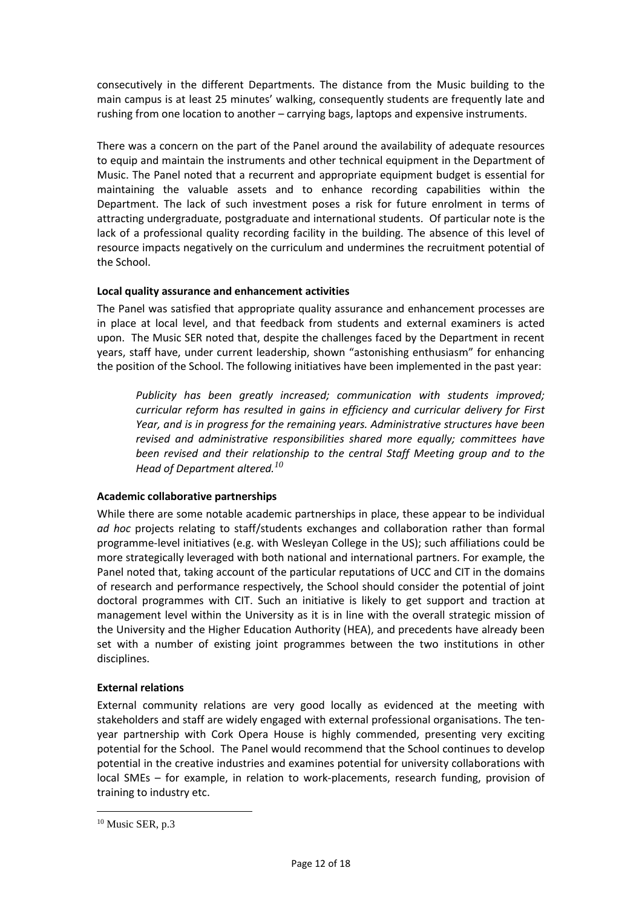consecutively in the different Departments. The distance from the Music building to the main campus is at least 25 minutes' walking, consequently students are frequently late and rushing from one location to another – carrying bags, laptops and expensive instruments.

There was a concern on the part of the Panel around the availability of adequate resources to equip and maintain the instruments and other technical equipment in the Department of Music. The Panel noted that a recurrent and appropriate equipment budget is essential for maintaining the valuable assets and to enhance recording capabilities within the Department. The lack of such investment poses a risk for future enrolment in terms of attracting undergraduate, postgraduate and international students. Of particular note is the lack of a professional quality recording facility in the building. The absence of this level of resource impacts negatively on the curriculum and undermines the recruitment potential of the School.

**Local quality assurance and enhancement activities**

The Panel was satisfied that appropriate quality assurance and enhancement processes are in place at local level, and that feedback from students and external examiners is acted upon. The Music SER noted that, despite the challenges faced by the Department in recent years, staff have, under current leadership, shown "astonishing enthusiasm" for enhancing the position of the School. The following initiatives have been implemented in the past year:

> *Publicity has been greatly increased; communication with students improved; curricular reform has resulted in gains in efficiency and curricular delivery for First Year, and is in progress for the remaining years. Administrative structures have been revised and administrative responsibilities shared more equally; committees have been revised and their relationship to the central Staff Meeting group and to the Head of Department altered.*[10]

**Academic collaborative partnerships**

While there are some notable academic partnerships in place, these appear to be individual *ad hoc* projects relating to staff/students exchanges and collaboration rather than formal programme-level initiatives (e.g. with Wesleyan College in the US); such affiliations could be more strategically leveraged with both national and international partners. For example, the Panel noted that, taking account of the particular reputations of UCC and CIT in the domains of research and performance respectively, the School should consider the potential of joint doctoral programmes with CIT. Such an initiative is likely to get support and traction at management level within the University as it is in line with the overall strategic mission of the University and the Higher Education Authority (HEA), and precedents have already been set with a number of existing joint programmes between the two institutions in other disciplines.

**External relations**

External community relations are very good locally as evidenced at the meeting with stakeholders and staff are widely engaged with external professional organisations. The ten-year partnership with Cork Opera House is highly commended, presenting very exciting potential for the School. The Panel would recommend that the School continues to develop potential in the creative industries and examines potential for university collaborations with local SMEs – for example, in relation to work-placements, research funding, provision of training to industry etc.

---

[10] Music SER, p.3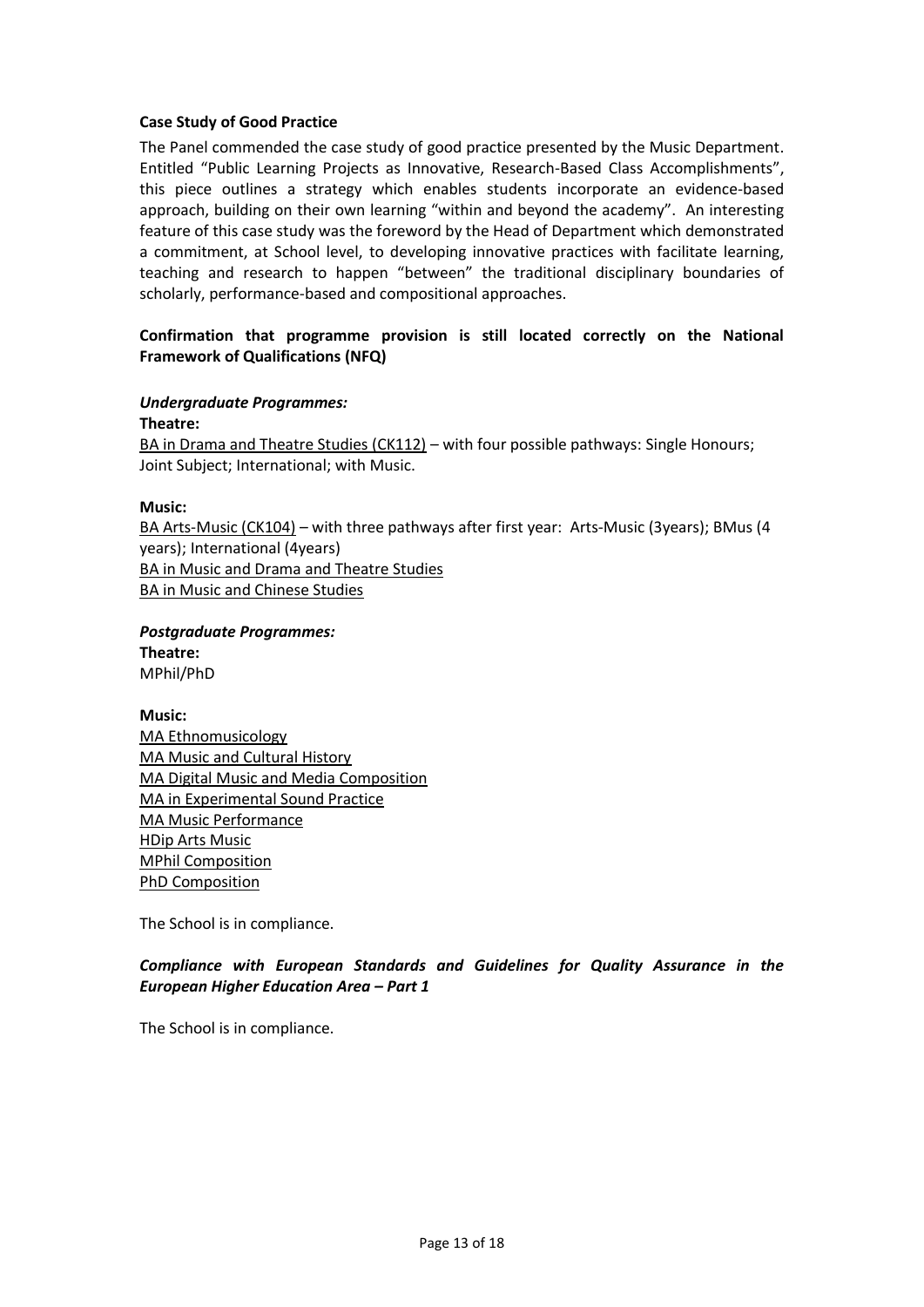**Case Study of Good Practice**

The Panel commended the case study of good practice presented by the Music Department. Entitled "Public Learning Projects as Innovative, Research-Based Class Accomplishments", this piece outlines a strategy which enables students incorporate an evidence-based approach, building on their own learning "within and beyond the academy". An interesting feature of this case study was the foreword by the Head of Department which demonstrated a commitment, at School level, to developing innovative practices with facilitate learning, teaching and research to happen "between" the traditional disciplinary boundaries of scholarly, performance-based and compositional approaches.

**Confirmation that programme provision is still located correctly on the National Framework of Qualifications (NFQ)**

***Undergraduate Programmes:***

**Theatre:**

BA in Drama and Theatre Studies (CK112) – with four possible pathways: Single Honours; Joint Subject; International; with Music.

**Music:**

BA Arts-Music (CK104) – with three pathways after first year: Arts-Music (3years); BMus (4 years); International (4years)
BA in Music and Drama and Theatre Studies
BA in Music and Chinese Studies

***Postgraduate Programmes:***

**Theatre:**
MPhil/PhD

**Music:**
MA Ethnomusicology
MA Music and Cultural History
MA Digital Music and Media Composition
MA in Experimental Sound Practice
MA Music Performance
HDip Arts Music
MPhil Composition
PhD Composition

The School is in compliance.

***Compliance with European Standards and Guidelines for Quality Assurance in the European Higher Education Area – Part 1***

The School is in compliance.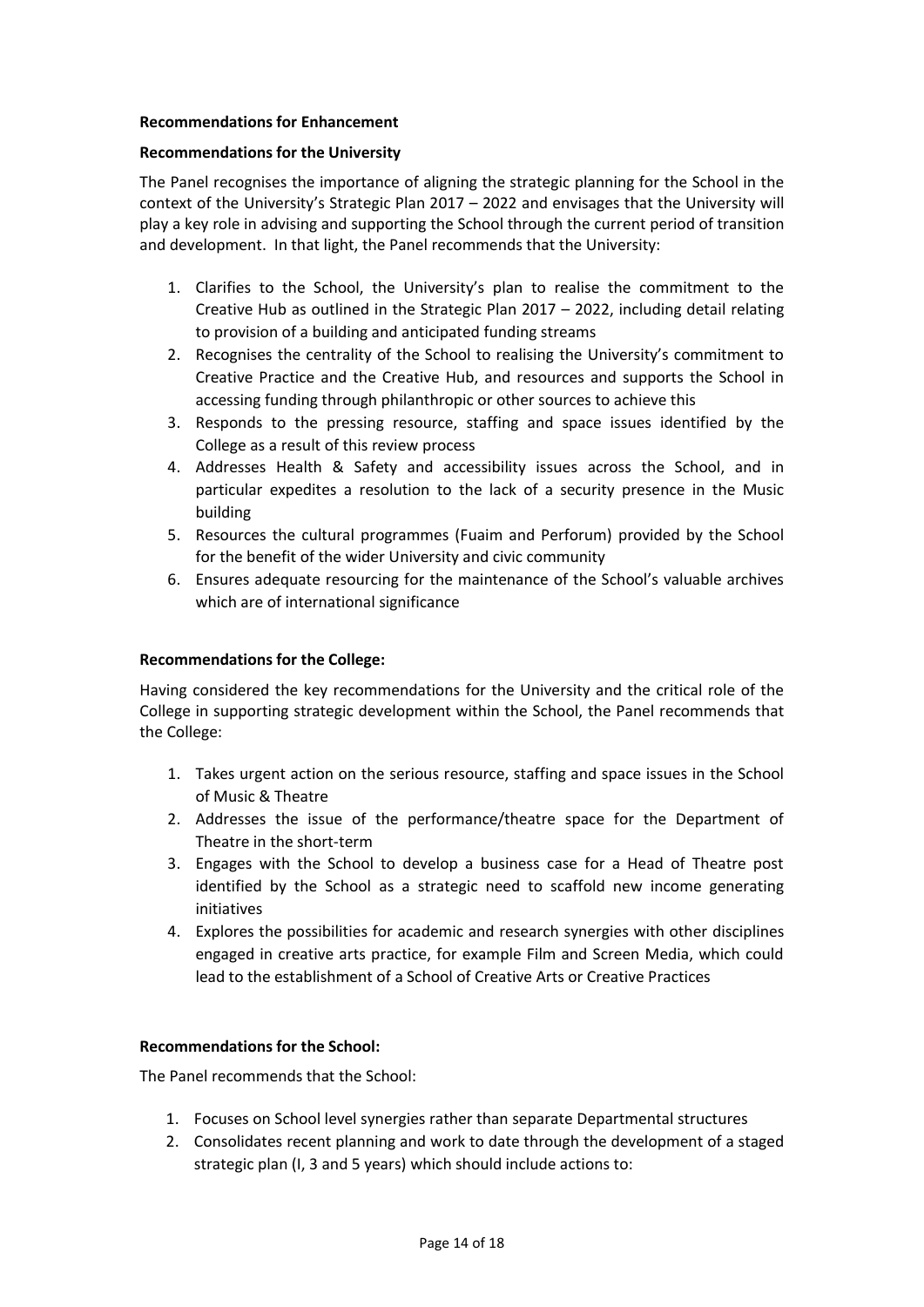**Recommendations for Enhancement**

**Recommendations for the University**

The Panel recognises the importance of aligning the strategic planning for the School in the context of the University's Strategic Plan 2017 – 2022 and envisages that the University will play a key role in advising and supporting the School through the current period of transition and development. In that light, the Panel recommends that the University:

1. Clarifies to the School, the University's plan to realise the commitment to the Creative Hub as outlined in the Strategic Plan 2017 – 2022, including detail relating to provision of a building and anticipated funding streams
2. Recognises the centrality of the School to realising the University's commitment to Creative Practice and the Creative Hub, and resources and supports the School in accessing funding through philanthropic or other sources to achieve this
3. Responds to the pressing resource, staffing and space issues identified by the College as a result of this review process
4. Addresses Health & Safety and accessibility issues across the School, and in particular expedites a resolution to the lack of a security presence in the Music building
5. Resources the cultural programmes (Fuaim and Perforum) provided by the School for the benefit of the wider University and civic community
6. Ensures adequate resourcing for the maintenance of the School's valuable archives which are of international significance

**Recommendations for the College:**

Having considered the key recommendations for the University and the critical role of the College in supporting strategic development within the School, the Panel recommends that the College:

1. Takes urgent action on the serious resource, staffing and space issues in the School of Music & Theatre
2. Addresses the issue of the performance/theatre space for the Department of Theatre in the short-term
3. Engages with the School to develop a business case for a Head of Theatre post identified by the School as a strategic need to scaffold new income generating initiatives
4. Explores the possibilities for academic and research synergies with other disciplines engaged in creative arts practice, for example Film and Screen Media, which could lead to the establishment of a School of Creative Arts or Creative Practices

**Recommendations for the School:**

The Panel recommends that the School:

1. Focuses on School level synergies rather than separate Departmental structures
2. Consolidates recent planning and work to date through the development of a staged strategic plan (I, 3 and 5 years) which should include actions to: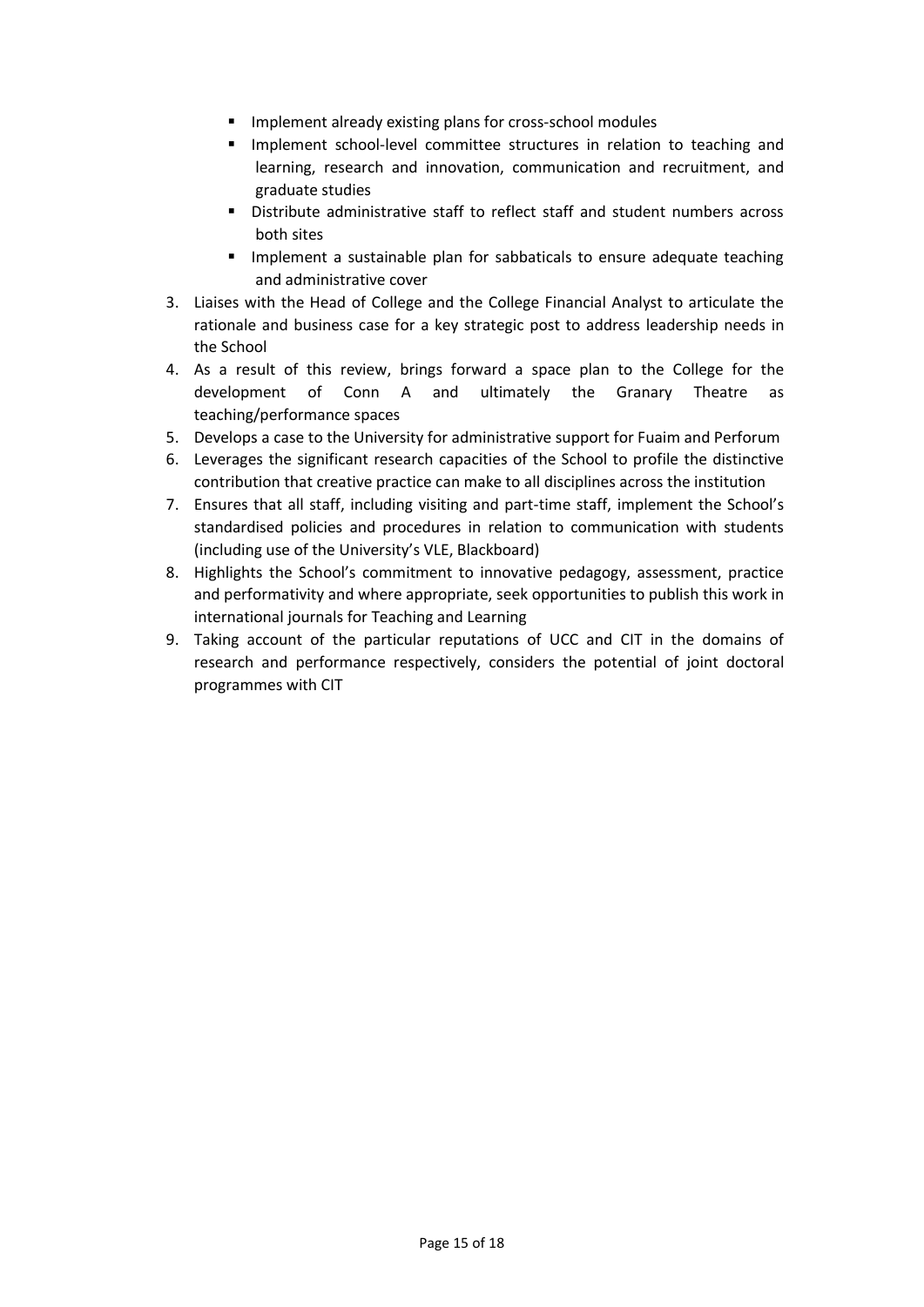- Implement already existing plans for cross-school modules
    - Implement school-level committee structures in relation to teaching and learning, research and innovation, communication and recruitment, and graduate studies
    - Distribute administrative staff to reflect staff and student numbers across both sites
    - Implement a sustainable plan for sabbaticals to ensure adequate teaching and administrative cover

3. Liaises with the Head of College and the College Financial Analyst to articulate the rationale and business case for a key strategic post to address leadership needs in the School
4. As a result of this review, brings forward a space plan to the College for the development of Conn A and ultimately the Granary Theatre as teaching/performance spaces
5. Develops a case to the University for administrative support for Fuaim and Perforum
6. Leverages the significant research capacities of the School to profile the distinctive contribution that creative practice can make to all disciplines across the institution
7. Ensures that all staff, including visiting and part-time staff, implement the School's standardised policies and procedures in relation to communication with students (including use of the University's VLE, Blackboard)
8. Highlights the School's commitment to innovative pedagogy, assessment, practice and performativity and where appropriate, seek opportunities to publish this work in international journals for Teaching and Learning
9. Taking account of the particular reputations of UCC and CIT in the domains of research and performance respectively, considers the potential of joint doctoral programmes with CIT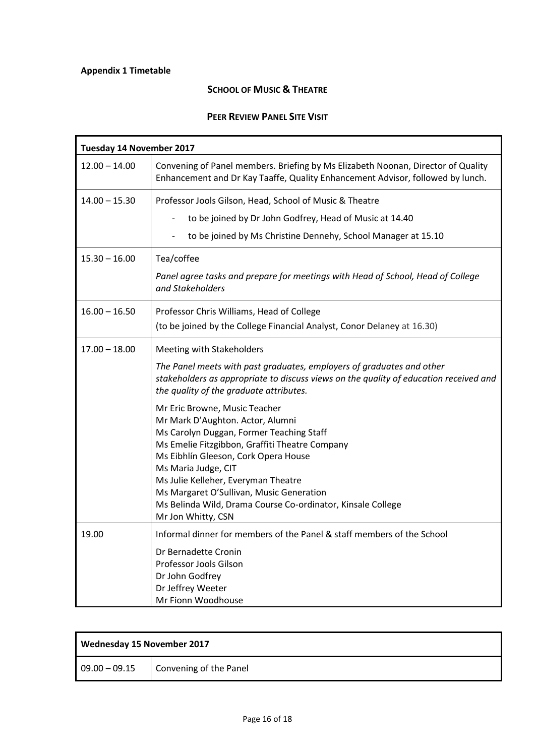**Appendix 1 Timetable**

**SCHOOL OF MUSIC & THEATRE**

**PEER REVIEW PANEL SITE VISIT**

| **Tuesday 14 November 2017** | |
|---|---|
| 12.00 – 14.00 | Convening of Panel members. Briefing by Ms Elizabeth Noonan, Director of Quality Enhancement and Dr Kay Taaffe, Quality Enhancement Advisor, followed by lunch. |
| 14.00 – 15.30 | Professor Jools Gilson, Head, School of Music & Theatre<br>- to be joined by Dr John Godfrey, Head of Music at 14.40<br>- to be joined by Ms Christine Dennehy, School Manager at 15.10 |
| 15.30 – 16.00 | Tea/coffee<br>*Panel agree tasks and prepare for meetings with Head of School, Head of College and Stakeholders* |
| 16.00 – 16.50 | Professor Chris Williams, Head of College<br>(to be joined by the College Financial Analyst, Conor Delaney at 16.30) |
| 17.00 – 18.00 | Meeting with Stakeholders<br>*The Panel meets with past graduates, employers of graduates and other stakeholders as appropriate to discuss views on the quality of education received and the quality of the graduate attributes.*<br>Mr Eric Browne, Music Teacher<br>Mr Mark D'Aughton. Actor, Alumni<br>Ms Carolyn Duggan, Former Teaching Staff<br>Ms Emelie Fitzgibbon, Graffiti Theatre Company<br>Ms Eibhlín Gleeson, Cork Opera House<br>Ms Maria Judge, CIT<br>Ms Julie Kelleher, Everyman Theatre<br>Ms Margaret O'Sullivan, Music Generation<br>Ms Belinda Wild, Drama Course Co-ordinator, Kinsale College<br>Mr Jon Whitty, CSN |
| 19.00 | Informal dinner for members of the Panel & staff members of the School<br>Dr Bernadette Cronin<br>Professor Jools Gilson<br>Dr John Godfrey<br>Dr Jeffrey Weeter<br>Mr Fionn Woodhouse |

| **Wednesday 15 November 2017** | |
|---|---|
| 09.00 – 09.15 | Convening of the Panel |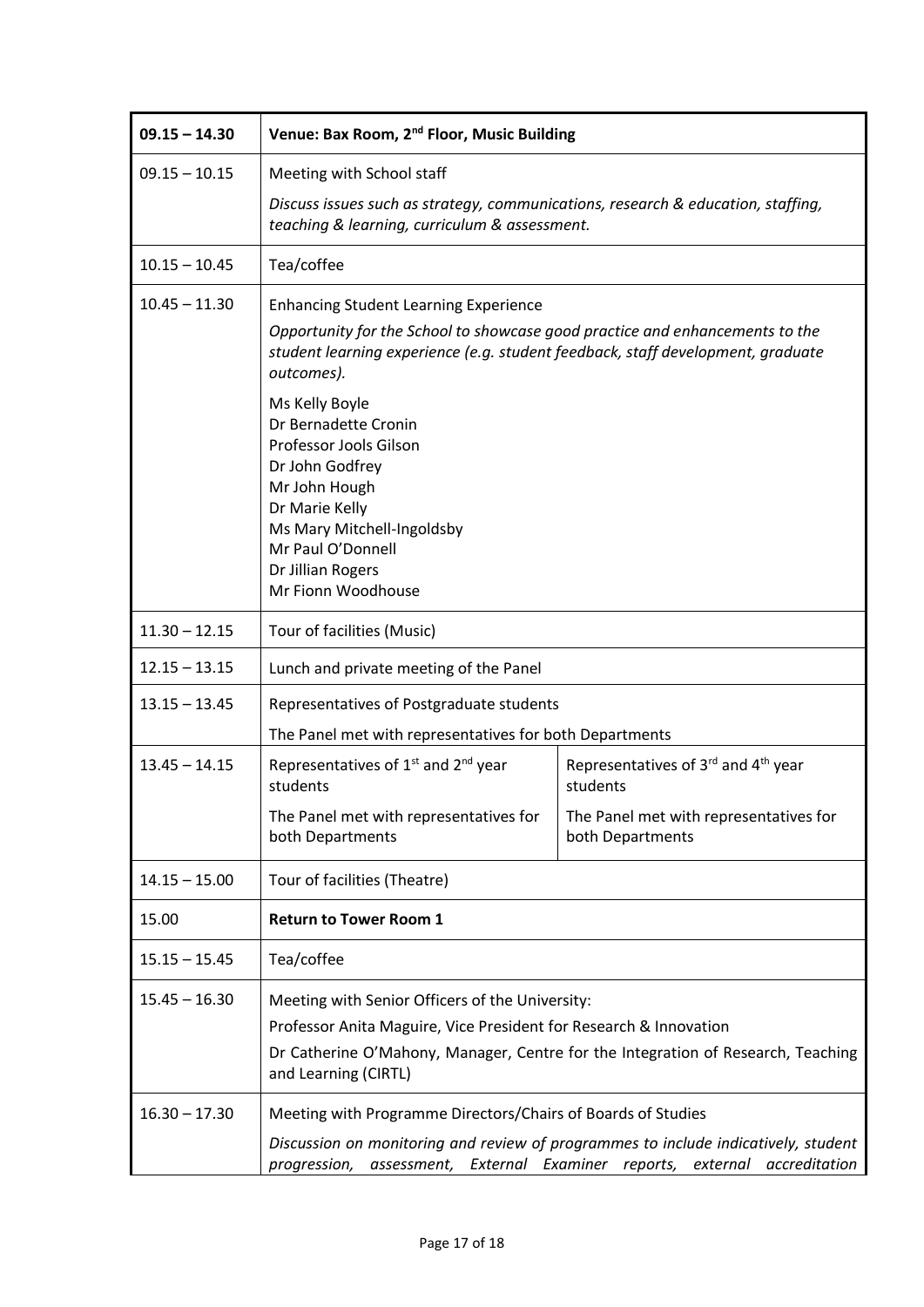| 09.15 – 14.30 | **Venue: Bax Room, 2nd Floor, Music Building** | |
|---|---|---|
| 09.15 – 10.15 | Meeting with School staff<br>*Discuss issues such as strategy, communications, research & education, staffing, teaching & learning, curriculum & assessment.* | |
| 10.15 – 10.45 | Tea/coffee | |
| 10.45 – 11.30 | Enhancing Student Learning Experience<br>*Opportunity for the School to showcase good practice and enhancements to the student learning experience (e.g. student feedback, staff development, graduate outcomes).*<br>Ms Kelly Boyle<br>Dr Bernadette Cronin<br>Professor Jools Gilson<br>Dr John Godfrey<br>Mr John Hough<br>Dr Marie Kelly<br>Ms Mary Mitchell-Ingoldsby<br>Mr Paul O'Donnell<br>Dr Jillian Rogers<br>Mr Fionn Woodhouse | |
| 11.30 – 12.15 | Tour of facilities (Music) | |
| 12.15 – 13.15 | Lunch and private meeting of the Panel | |
| 13.15 – 13.45 | Representatives of Postgraduate students<br>The Panel met with representatives for both Departments | |
| 13.45 – 14.15 | Representatives of 1st and 2nd year students<br>The Panel met with representatives for both Departments | Representatives of 3rd and 4th year students<br>The Panel met with representatives for both Departments |
| 14.15 – 15.00 | Tour of facilities (Theatre) | |
| 15.00 | **Return to Tower Room 1** | |
| 15.15 – 15.45 | Tea/coffee | |
| 15.45 – 16.30 | Meeting with Senior Officers of the University:<br>Professor Anita Maguire, Vice President for Research & Innovation<br>Dr Catherine O'Mahony, Manager, Centre for the Integration of Research, Teaching and Learning (CIRTL) | |
| 16.30 – 17.30 | Meeting with Programme Directors/Chairs of Boards of Studies<br>*Discussion on monitoring and review of programmes to include indicatively, student progression, assessment, External Examiner reports, external accreditation* | |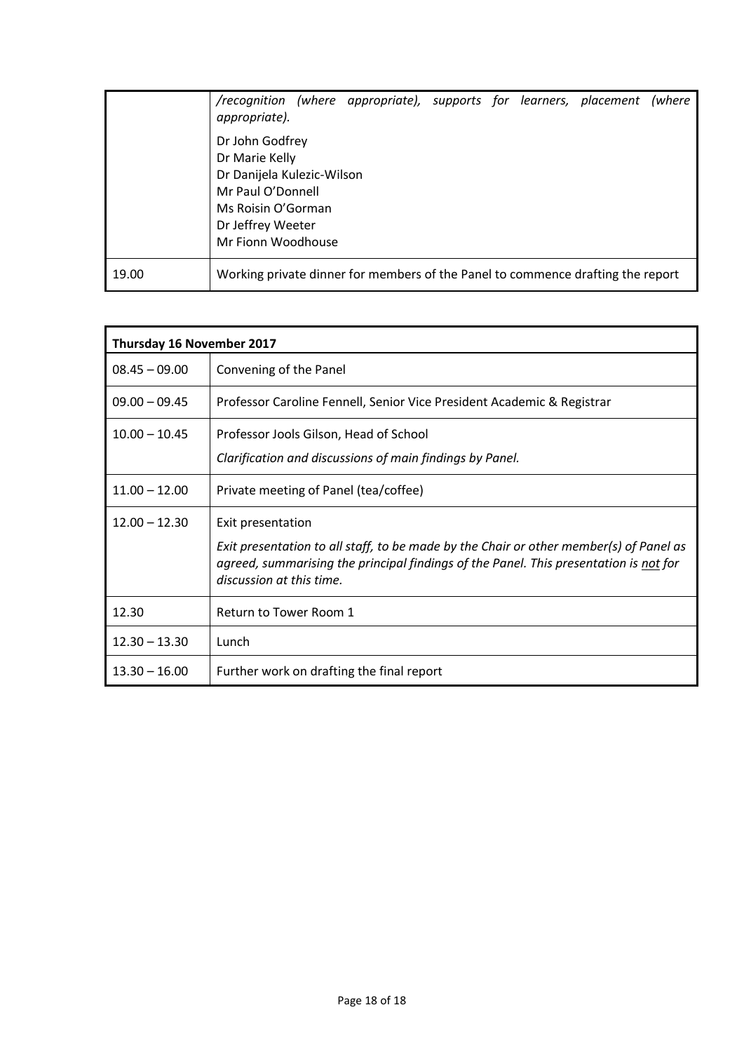| | |
|---|---|
| | */recognition (where appropriate), supports for learners, placement (where appropriate).*<br><br>Dr John Godfrey<br>Dr Marie Kelly<br>Dr Danijela Kulezic-Wilson<br>Mr Paul O'Donnell<br>Ms Roisin O'Gorman<br>Dr Jeffrey Weeter<br>Mr Fionn Woodhouse |
| 19.00 | Working private dinner for members of the Panel to commence drafting the report |

| **Thursday 16 November 2017** | |
|---|---|
| 08.45 – 09.00 | Convening of the Panel |
| 09.00 – 09.45 | Professor Caroline Fennell, Senior Vice President Academic & Registrar |
| 10.00 – 10.45 | Professor Jools Gilson, Head of School<br><br>*Clarification and discussions of main findings by Panel.* |
| 11.00 – 12.00 | Private meeting of Panel (tea/coffee) |
| 12.00 – 12.30 | Exit presentation<br><br>*Exit presentation to all staff, to be made by the Chair or other member(s) of Panel as agreed, summarising the principal findings of the Panel. This presentation is not for discussion at this time.* |
| 12.30 | Return to Tower Room 1 |
| 12.30 – 13.30 | Lunch |
| 13.30 – 16.00 | Further work on drafting the final report |